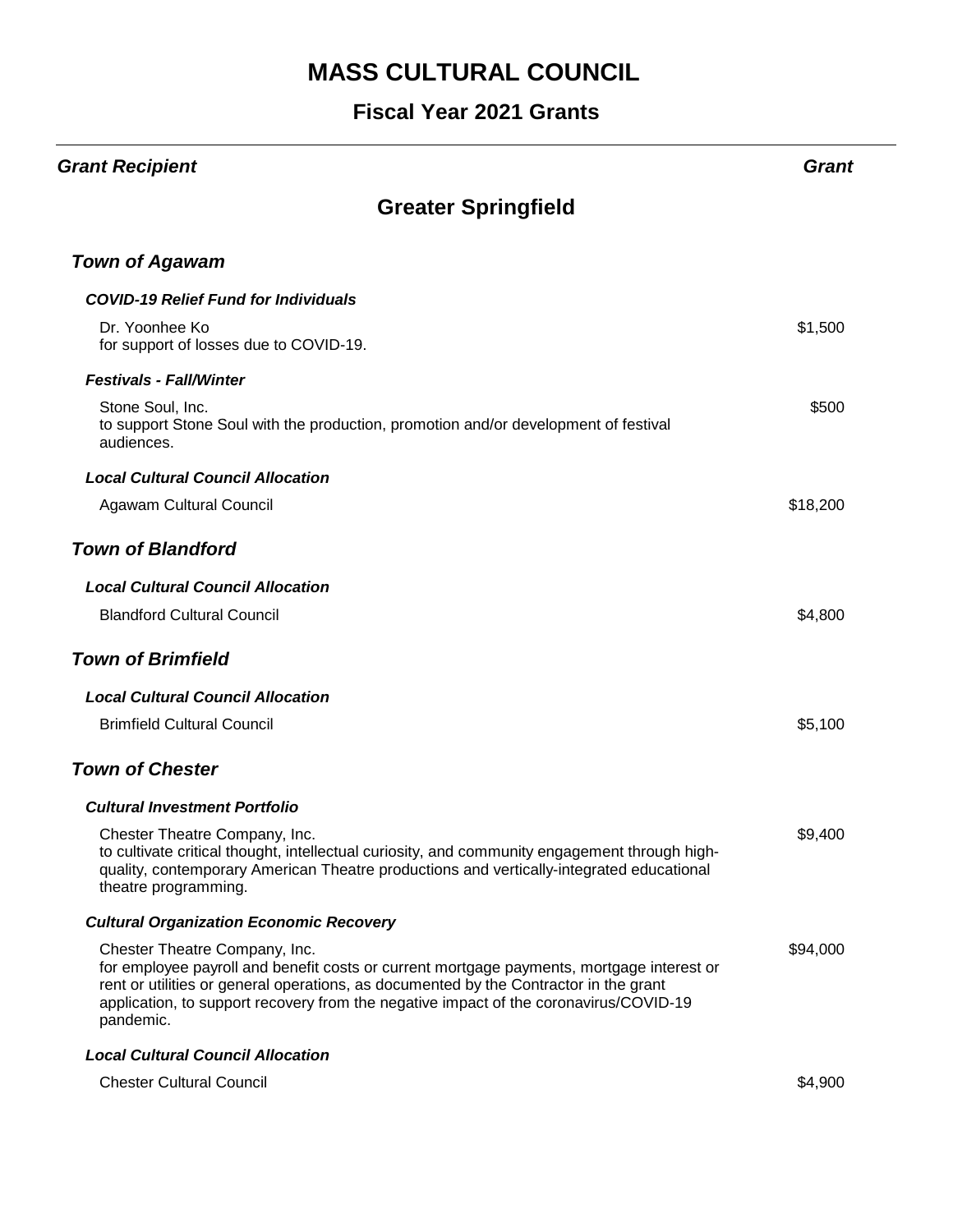# MASS CULTURAL COUNCIL

## Fiscal Year 2021 Grants

| *Grant Recipient* | *Grant* |
|---|---|

## Greater Springfield

### *Town of Agawam*

#### *COVID-19 Relief Fund for Individuals*

| | |
|---|---|
| Dr. Yoonhee Ko<br>for support of losses due to COVID-19. | $1,500 |

#### *Festivals - Fall/Winter*

| | |
|---|---|
| Stone Soul, Inc.<br>to support Stone Soul with the production, promotion and/or development of festival audiences. | $500 |

#### *Local Cultural Council Allocation*

| | |
|---|---|
| Agawam Cultural Council | $18,200 |

### *Town of Blandford*

#### *Local Cultural Council Allocation*

| | |
|---|---|
| Blandford Cultural Council | $4,800 |

### *Town of Brimfield*

#### *Local Cultural Council Allocation*

| | |
|---|---|
| Brimfield Cultural Council | $5,100 |

### *Town of Chester*

#### *Cultural Investment Portfolio*

| | |
|---|---|
| Chester Theatre Company, Inc.<br>to cultivate critical thought, intellectual curiosity, and community engagement through high-quality, contemporary American Theatre productions and vertically-integrated educational theatre programming. | $9,400 |

#### *Cultural Organization Economic Recovery*

| | |
|---|---|
| Chester Theatre Company, Inc.<br>for employee payroll and benefit costs or current mortgage payments, mortgage interest or rent or utilities or general operations, as documented by the Contractor in the grant application, to support recovery from the negative impact of the coronavirus/COVID-19 pandemic. | $94,000 |

#### *Local Cultural Council Allocation*

| | |
|---|---|
| Chester Cultural Council | $4,900 |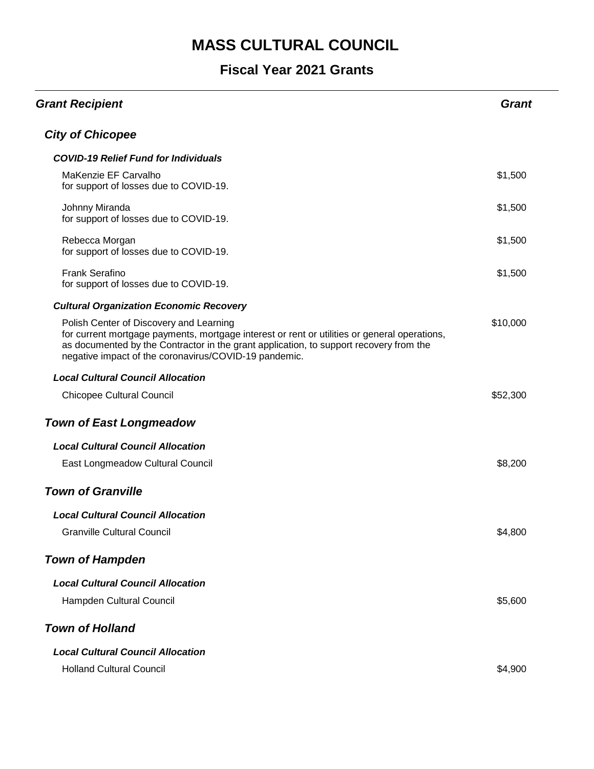# MASS CULTURAL COUNCIL

## Fiscal Year 2021 Grants

| *Grant Recipient* | *Grant* |
|---|---|
| ***City of Chicopee*** | |
| ***COVID-19 Relief Fund for Individuals*** | |
| MaKenzie EF Carvalho<br>for support of losses due to COVID-19. | $1,500 |
| Johnny Miranda<br>for support of losses due to COVID-19. | $1,500 |
| Rebecca Morgan<br>for support of losses due to COVID-19. | $1,500 |
| Frank Serafino<br>for support of losses due to COVID-19. | $1,500 |
| ***Cultural Organization Economic Recovery*** | |
| Polish Center of Discovery and Learning<br>for current mortgage payments, mortgage interest or rent or utilities or general operations, as documented by the Contractor in the grant application, to support recovery from the negative impact of the coronavirus/COVID-19 pandemic. | $10,000 |
| ***Local Cultural Council Allocation*** | |
| Chicopee Cultural Council | $52,300 |
| ***Town of East Longmeadow*** | |
| ***Local Cultural Council Allocation*** | |
| East Longmeadow Cultural Council | $8,200 |
| ***Town of Granville*** | |
| ***Local Cultural Council Allocation*** | |
| Granville Cultural Council | $4,800 |
| ***Town of Hampden*** | |
| ***Local Cultural Council Allocation*** | |
| Hampden Cultural Council | $5,600 |
| ***Town of Holland*** | |
| ***Local Cultural Council Allocation*** | |
| Holland Cultural Council | $4,900 |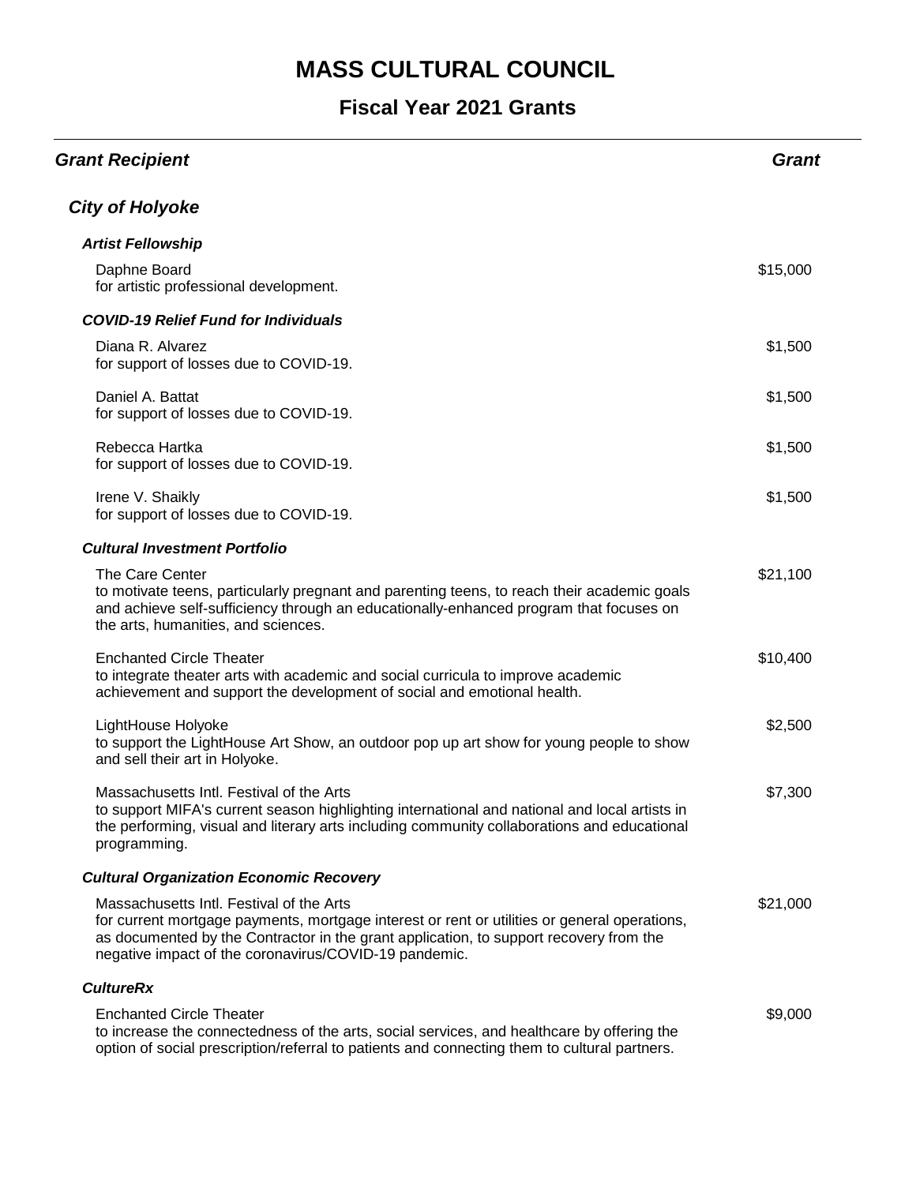# MASS CULTURAL COUNCIL

## Fiscal Year 2021 Grants

| *Grant Recipient* | *Grant* |
|---|---|

### *City of Holyoke*

#### *Artist Fellowship*

| | |
|---|---|
| Daphne Board<br>for artistic professional development. | $15,000 |

#### *COVID-19 Relief Fund for Individuals*

| | |
|---|---|
| Diana R. Alvarez<br>for support of losses due to COVID-19. | $1,500 |
| Daniel A. Battat<br>for support of losses due to COVID-19. | $1,500 |
| Rebecca Hartka<br>for support of losses due to COVID-19. | $1,500 |
| Irene V. Shaikly<br>for support of losses due to COVID-19. | $1,500 |

#### *Cultural Investment Portfolio*

| | |
|---|---|
| The Care Center<br>to motivate teens, particularly pregnant and parenting teens, to reach their academic goals and achieve self-sufficiency through an educationally-enhanced program that focuses on the arts, humanities, and sciences. | $21,100 |
| Enchanted Circle Theater<br>to integrate theater arts with academic and social curricula to improve academic achievement and support the development of social and emotional health. | $10,400 |
| LightHouse Holyoke<br>to support the LightHouse Art Show, an outdoor pop up art show for young people to show and sell their art in Holyoke. | $2,500 |
| Massachusetts Intl. Festival of the Arts<br>to support MIFA's current season highlighting international and national and local artists in the performing, visual and literary arts including community collaborations and educational programming. | $7,300 |

#### *Cultural Organization Economic Recovery*

| | |
|---|---|
| Massachusetts Intl. Festival of the Arts<br>for current mortgage payments, mortgage interest or rent or utilities or general operations, as documented by the Contractor in the grant application, to support recovery from the negative impact of the coronavirus/COVID-19 pandemic. | $21,000 |

#### *CultureRx*

| | |
|---|---|
| Enchanted Circle Theater<br>to increase the connectedness of the arts, social services, and healthcare by offering the option of social prescription/referral to patients and connecting them to cultural partners. | $9,000 |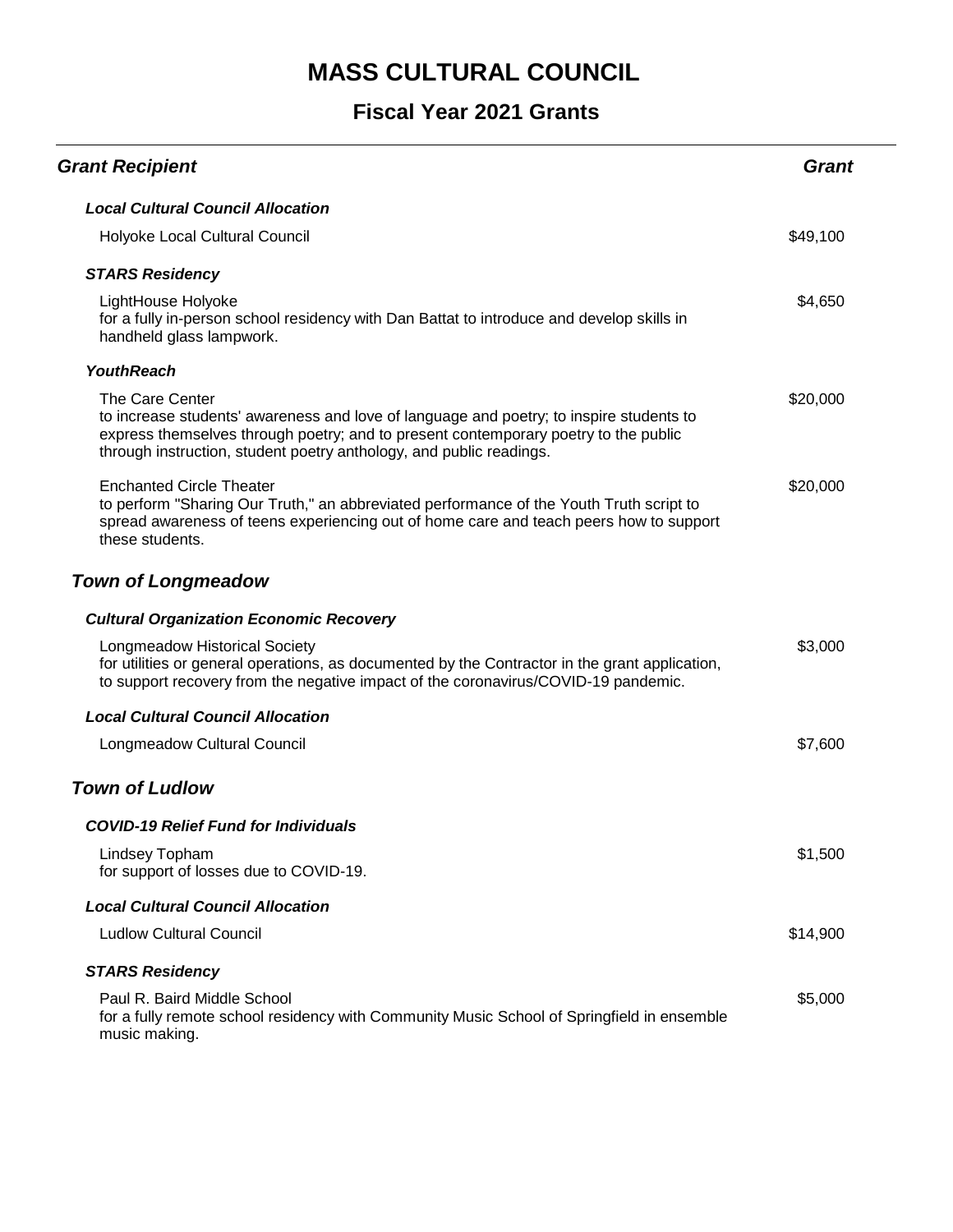# MASS CULTURAL COUNCIL

## Fiscal Year 2021 Grants

| Grant Recipient | Grant |
| --- | --- |
| ***Local Cultural Council Allocation*** | |
| Holyoke Local Cultural Council | $49,100 |
| ***STARS Residency*** | |
| LightHouse Holyoke<br>for a fully in-person school residency with Dan Battat to introduce and develop skills in handheld glass lampwork. | $4,650 |
| ***YouthReach*** | |
| The Care Center<br>to increase students' awareness and love of language and poetry; to inspire students to express themselves through poetry; and to present contemporary poetry to the public through instruction, student poetry anthology, and public readings. | $20,000 |
| Enchanted Circle Theater<br>to perform "Sharing Our Truth," an abbreviated performance of the Youth Truth script to spread awareness of teens experiencing out of home care and teach peers how to support these students. | $20,000 |

### *Town of Longmeadow*

| Grant Recipient | Grant |
| --- | --- |
| ***Cultural Organization Economic Recovery*** | |
| Longmeadow Historical Society<br>for utilities or general operations, as documented by the Contractor in the grant application, to support recovery from the negative impact of the coronavirus/COVID-19 pandemic. | $3,000 |
| ***Local Cultural Council Allocation*** | |
| Longmeadow Cultural Council | $7,600 |

### *Town of Ludlow*

| Grant Recipient | Grant |
| --- | --- |
| ***COVID-19 Relief Fund for Individuals*** | |
| Lindsey Topham<br>for support of losses due to COVID-19. | $1,500 |
| ***Local Cultural Council Allocation*** | |
| Ludlow Cultural Council | $14,900 |
| ***STARS Residency*** | |
| Paul R. Baird Middle School<br>for a fully remote school residency with Community Music School of Springfield in ensemble music making. | $5,000 |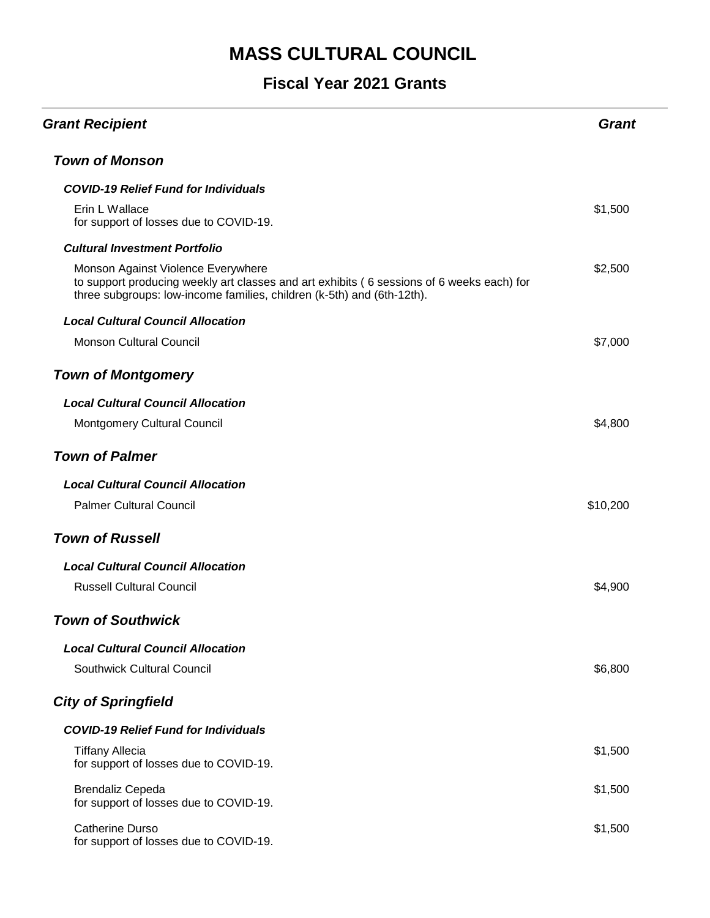# MASS CULTURAL COUNCIL

## Fiscal Year 2021 Grants

| *Grant Recipient* | *Grant* |
|---|---|
| ***Town of Monson*** | |
| ***COVID-19 Relief Fund for Individuals*** | |
| Erin L Wallace<br>for support of losses due to COVID-19. | $1,500 |
| ***Cultural Investment Portfolio*** | |
| Monson Against Violence Everywhere<br>to support producing weekly art classes and art exhibits ( 6 sessions of 6 weeks each) for three subgroups: low-income families, children (k-5th) and (6th-12th). | $2,500 |
| ***Local Cultural Council Allocation*** | |
| Monson Cultural Council | $7,000 |
| ***Town of Montgomery*** | |
| ***Local Cultural Council Allocation*** | |
| Montgomery Cultural Council | $4,800 |
| ***Town of Palmer*** | |
| ***Local Cultural Council Allocation*** | |
| Palmer Cultural Council | $10,200 |
| ***Town of Russell*** | |
| ***Local Cultural Council Allocation*** | |
| Russell Cultural Council | $4,900 |
| ***Town of Southwick*** | |
| ***Local Cultural Council Allocation*** | |
| Southwick Cultural Council | $6,800 |
| ***City of Springfield*** | |
| ***COVID-19 Relief Fund for Individuals*** | |
| Tiffany Allecia<br>for support of losses due to COVID-19. | $1,500 |
| Brendaliz Cepeda<br>for support of losses due to COVID-19. | $1,500 |
| Catherine Durso<br>for support of losses due to COVID-19. | $1,500 |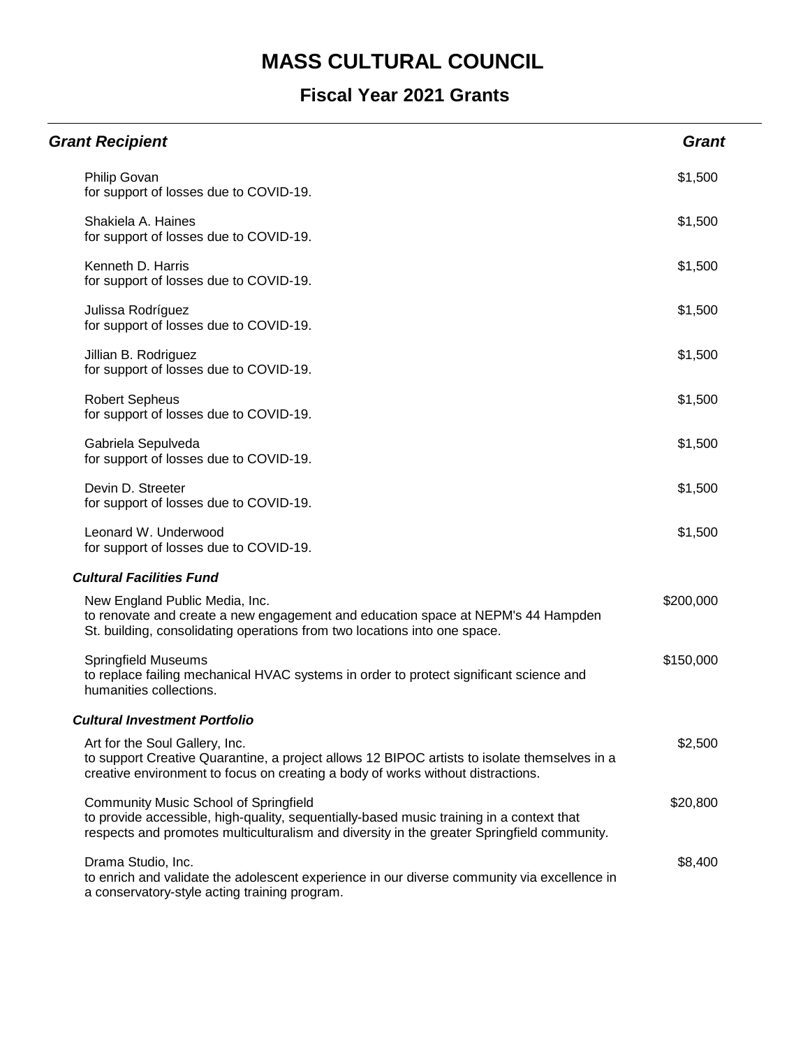# MASS CULTURAL COUNCIL

## Fiscal Year 2021 Grants

| *Grant Recipient* | *Grant* |
|---|---|
| Philip Govan<br>for support of losses due to COVID-19. | $1,500 |
| Shakiela A. Haines<br>for support of losses due to COVID-19. | $1,500 |
| Kenneth D. Harris<br>for support of losses due to COVID-19. | $1,500 |
| Julissa Rodríguez<br>for support of losses due to COVID-19. | $1,500 |
| Jillian B. Rodriguez<br>for support of losses due to COVID-19. | $1,500 |
| Robert Sepheus<br>for support of losses due to COVID-19. | $1,500 |
| Gabriela Sepulveda<br>for support of losses due to COVID-19. | $1,500 |
| Devin D. Streeter<br>for support of losses due to COVID-19. | $1,500 |
| Leonard W. Underwood<br>for support of losses due to COVID-19. | $1,500 |
| ***Cultural Facilities Fund*** | |
| New England Public Media, Inc.<br>to renovate and create a new engagement and education space at NEPM's 44 Hampden St. building, consolidating operations from two locations into one space. | $200,000 |
| Springfield Museums<br>to replace failing mechanical HVAC systems in order to protect significant science and humanities collections. | $150,000 |
| ***Cultural Investment Portfolio*** | |
| Art for the Soul Gallery, Inc.<br>to support Creative Quarantine, a project allows 12 BIPOC artists to isolate themselves in a creative environment to focus on creating a body of works without distractions. | $2,500 |
| Community Music School of Springfield<br>to provide accessible, high-quality, sequentially-based music training in a context that respects and promotes multiculturalism and diversity in the greater Springfield community. | $20,800 |
| Drama Studio, Inc.<br>to enrich and validate the adolescent experience in our diverse community via excellence in a conservatory-style acting training program. | $8,400 |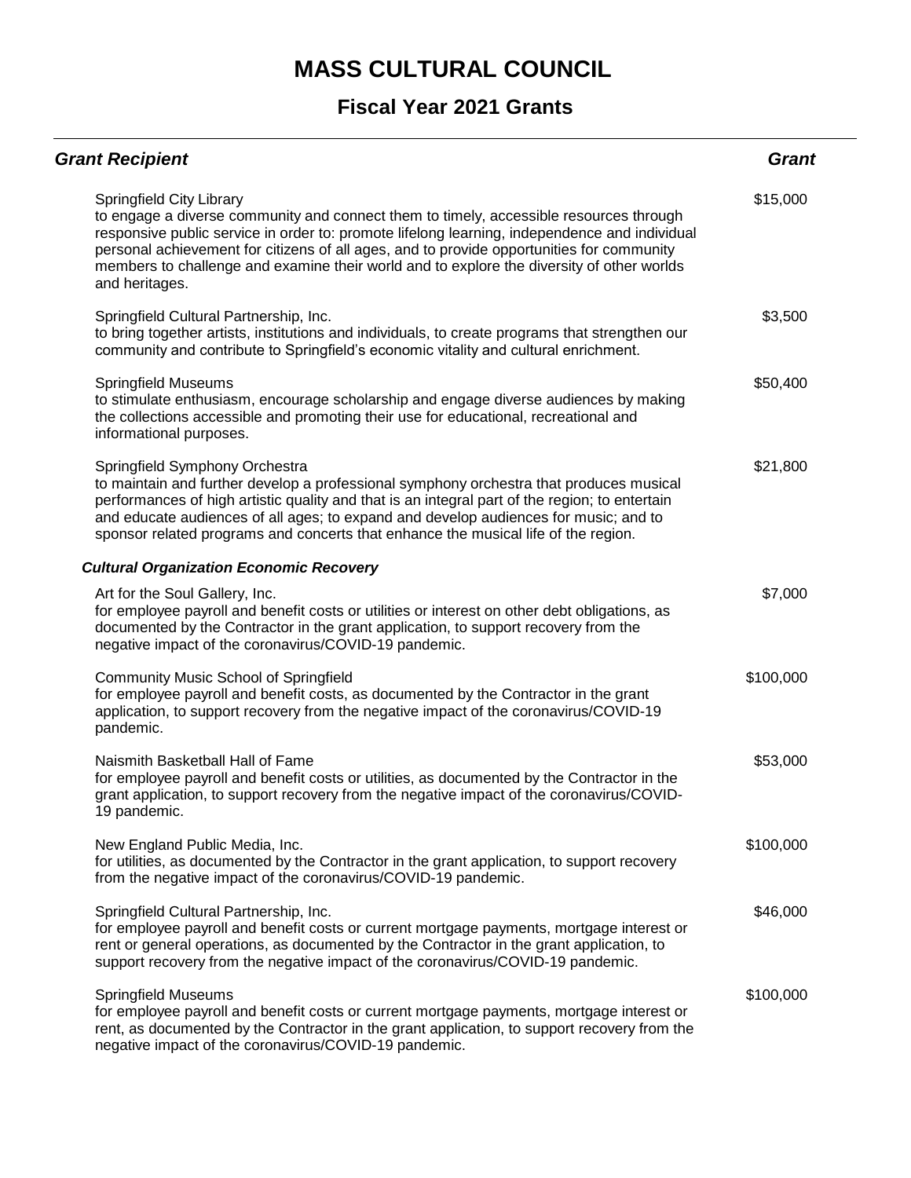# MASS CULTURAL COUNCIL

## Fiscal Year 2021 Grants

| ***Grant Recipient*** | ***Grant*** |
|---|---|
| Springfield City Library<br>to engage a diverse community and connect them to timely, accessible resources through responsive public service in order to: promote lifelong learning, independence and individual personal achievement for citizens of all ages, and to provide opportunities for community members to challenge and examine their world and to explore the diversity of other worlds and heritages. | $15,000 |
| Springfield Cultural Partnership, Inc.<br>to bring together artists, institutions and individuals, to create programs that strengthen our community and contribute to Springfield's economic vitality and cultural enrichment. | $3,500 |
| Springfield Museums<br>to stimulate enthusiasm, encourage scholarship and engage diverse audiences by making the collections accessible and promoting their use for educational, recreational and informational purposes. | $50,400 |
| Springfield Symphony Orchestra<br>to maintain and further develop a professional symphony orchestra that produces musical performances of high artistic quality and that is an integral part of the region; to entertain and educate audiences of all ages; to expand and develop audiences for music; and to sponsor related programs and concerts that enhance the musical life of the region. | $21,800 |
| ***Cultural Organization Economic Recovery*** | |
| Art for the Soul Gallery, Inc.<br>for employee payroll and benefit costs or utilities or interest on other debt obligations, as documented by the Contractor in the grant application, to support recovery from the negative impact of the coronavirus/COVID-19 pandemic. | $7,000 |
| Community Music School of Springfield<br>for employee payroll and benefit costs, as documented by the Contractor in the grant application, to support recovery from the negative impact of the coronavirus/COVID-19 pandemic. | $100,000 |
| Naismith Basketball Hall of Fame<br>for employee payroll and benefit costs or utilities, as documented by the Contractor in the grant application, to support recovery from the negative impact of the coronavirus/COVID-19 pandemic. | $53,000 |
| New England Public Media, Inc.<br>for utilities, as documented by the Contractor in the grant application, to support recovery from the negative impact of the coronavirus/COVID-19 pandemic. | $100,000 |
| Springfield Cultural Partnership, Inc.<br>for employee payroll and benefit costs or current mortgage payments, mortgage interest or rent or general operations, as documented by the Contractor in the grant application, to support recovery from the negative impact of the coronavirus/COVID-19 pandemic. | $46,000 |
| Springfield Museums<br>for employee payroll and benefit costs or current mortgage payments, mortgage interest or rent, as documented by the Contractor in the grant application, to support recovery from the negative impact of the coronavirus/COVID-19 pandemic. | $100,000 |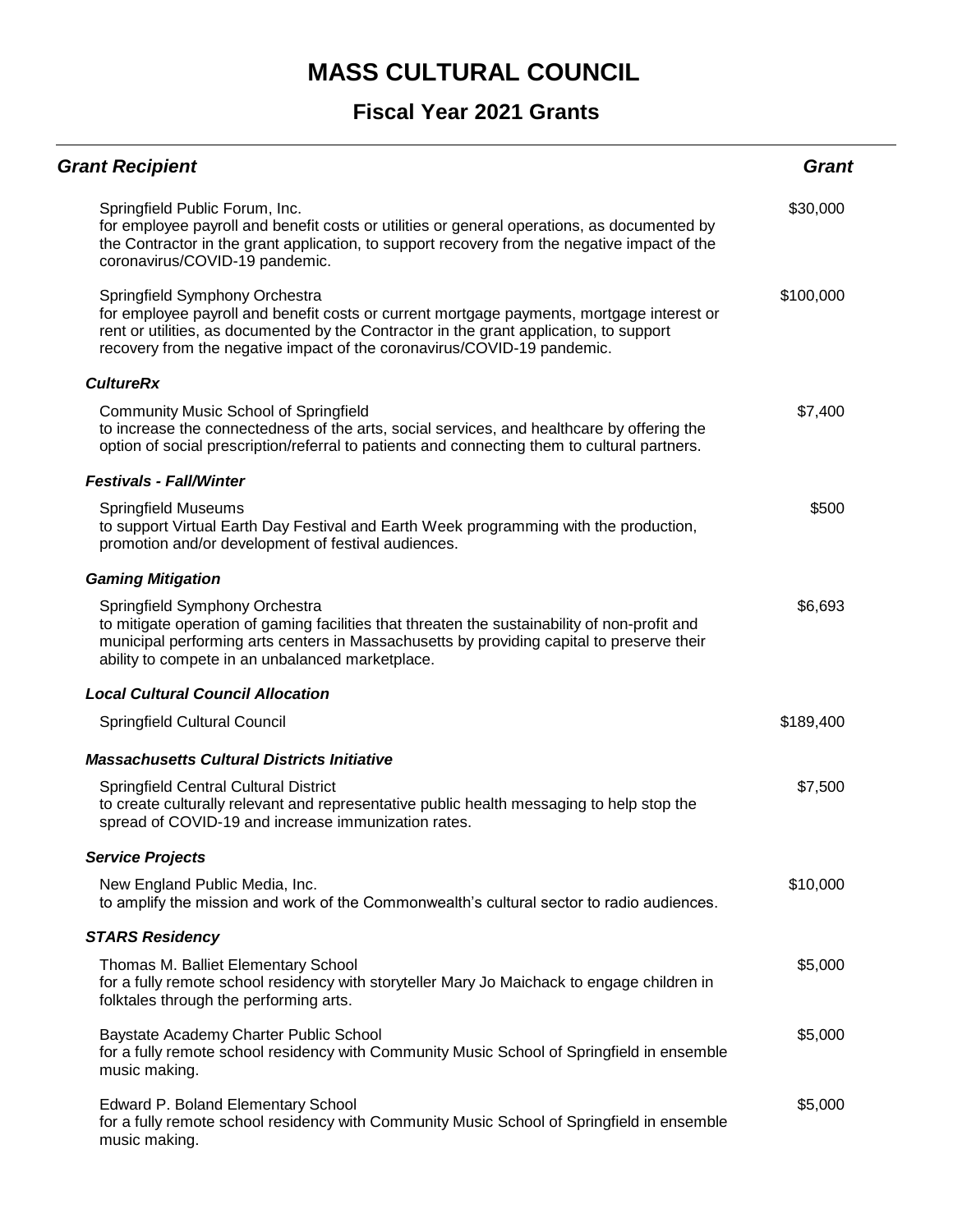# MASS CULTURAL COUNCIL

## Fiscal Year 2021 Grants

| *Grant Recipient* | *Grant* |
| --- | --- |
| Springfield Public Forum, Inc.<br>for employee payroll and benefit costs or utilities or general operations, as documented by the Contractor in the grant application, to support recovery from the negative impact of the coronavirus/COVID-19 pandemic. | $30,000 |
| Springfield Symphony Orchestra<br>for employee payroll and benefit costs or current mortgage payments, mortgage interest or rent or utilities, as documented by the Contractor in the grant application, to support recovery from the negative impact of the coronavirus/COVID-19 pandemic. | $100,000 |
| ***CultureRx*** | |
| Community Music School of Springfield<br>to increase the connectedness of the arts, social services, and healthcare by offering the option of social prescription/referral to patients and connecting them to cultural partners. | $7,400 |
| ***Festivals - Fall/Winter*** | |
| Springfield Museums<br>to support Virtual Earth Day Festival and Earth Week programming with the production, promotion and/or development of festival audiences. | $500 |
| ***Gaming Mitigation*** | |
| Springfield Symphony Orchestra<br>to mitigate operation of gaming facilities that threaten the sustainability of non-profit and municipal performing arts centers in Massachusetts by providing capital to preserve their ability to compete in an unbalanced marketplace. | $6,693 |
| ***Local Cultural Council Allocation*** | |
| Springfield Cultural Council | $189,400 |
| ***Massachusetts Cultural Districts Initiative*** | |
| Springfield Central Cultural District<br>to create culturally relevant and representative public health messaging to help stop the spread of COVID-19 and increase immunization rates. | $7,500 |
| ***Service Projects*** | |
| New England Public Media, Inc.<br>to amplify the mission and work of the Commonwealth's cultural sector to radio audiences. | $10,000 |
| ***STARS Residency*** | |
| Thomas M. Balliet Elementary School<br>for a fully remote school residency with storyteller Mary Jo Maichack to engage children in folktales through the performing arts. | $5,000 |
| Baystate Academy Charter Public School<br>for a fully remote school residency with Community Music School of Springfield in ensemble music making. | $5,000 |
| Edward P. Boland Elementary School<br>for a fully remote school residency with Community Music School of Springfield in ensemble music making. | $5,000 |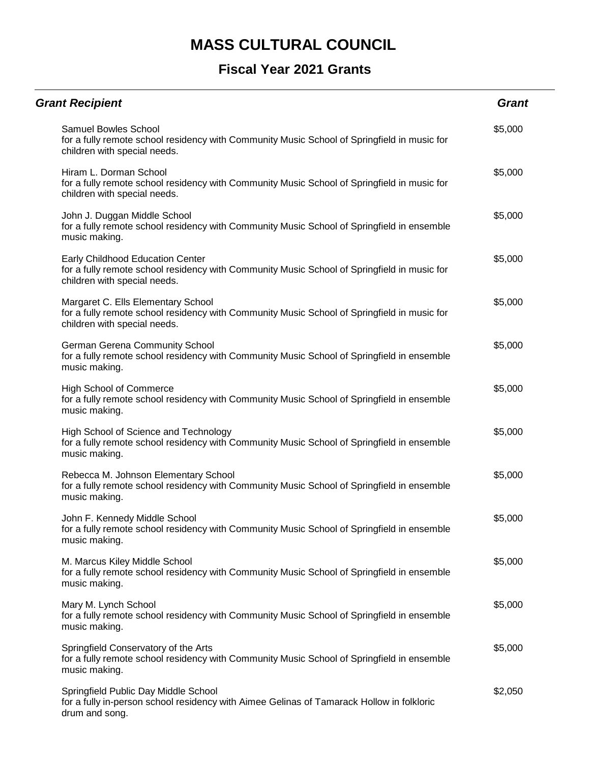# MASS CULTURAL COUNCIL

## Fiscal Year 2021 Grants

| *Grant Recipient* | *Grant* |
|---|---|
| Samuel Bowles School<br>for a fully remote school residency with Community Music School of Springfield in music for children with special needs. | $5,000 |
| Hiram L. Dorman School<br>for a fully remote school residency with Community Music School of Springfield in music for children with special needs. | $5,000 |
| John J. Duggan Middle School<br>for a fully remote school residency with Community Music School of Springfield in ensemble music making. | $5,000 |
| Early Childhood Education Center<br>for a fully remote school residency with Community Music School of Springfield in music for children with special needs. | $5,000 |
| Margaret C. Ells Elementary School<br>for a fully remote school residency with Community Music School of Springfield in music for children with special needs. | $5,000 |
| German Gerena Community School<br>for a fully remote school residency with Community Music School of Springfield in ensemble music making. | $5,000 |
| High School of Commerce<br>for a fully remote school residency with Community Music School of Springfield in ensemble music making. | $5,000 |
| High School of Science and Technology<br>for a fully remote school residency with Community Music School of Springfield in ensemble music making. | $5,000 |
| Rebecca M. Johnson Elementary School<br>for a fully remote school residency with Community Music School of Springfield in ensemble music making. | $5,000 |
| John F. Kennedy Middle School<br>for a fully remote school residency with Community Music School of Springfield in ensemble music making. | $5,000 |
| M. Marcus Kiley Middle School<br>for a fully remote school residency with Community Music School of Springfield in ensemble music making. | $5,000 |
| Mary M. Lynch School<br>for a fully remote school residency with Community Music School of Springfield in ensemble music making. | $5,000 |
| Springfield Conservatory of the Arts<br>for a fully remote school residency with Community Music School of Springfield in ensemble music making. | $5,000 |
| Springfield Public Day Middle School<br>for a fully in-person school residency with Aimee Gelinas of Tamarack Hollow in folkloric drum and song. | $2,050 |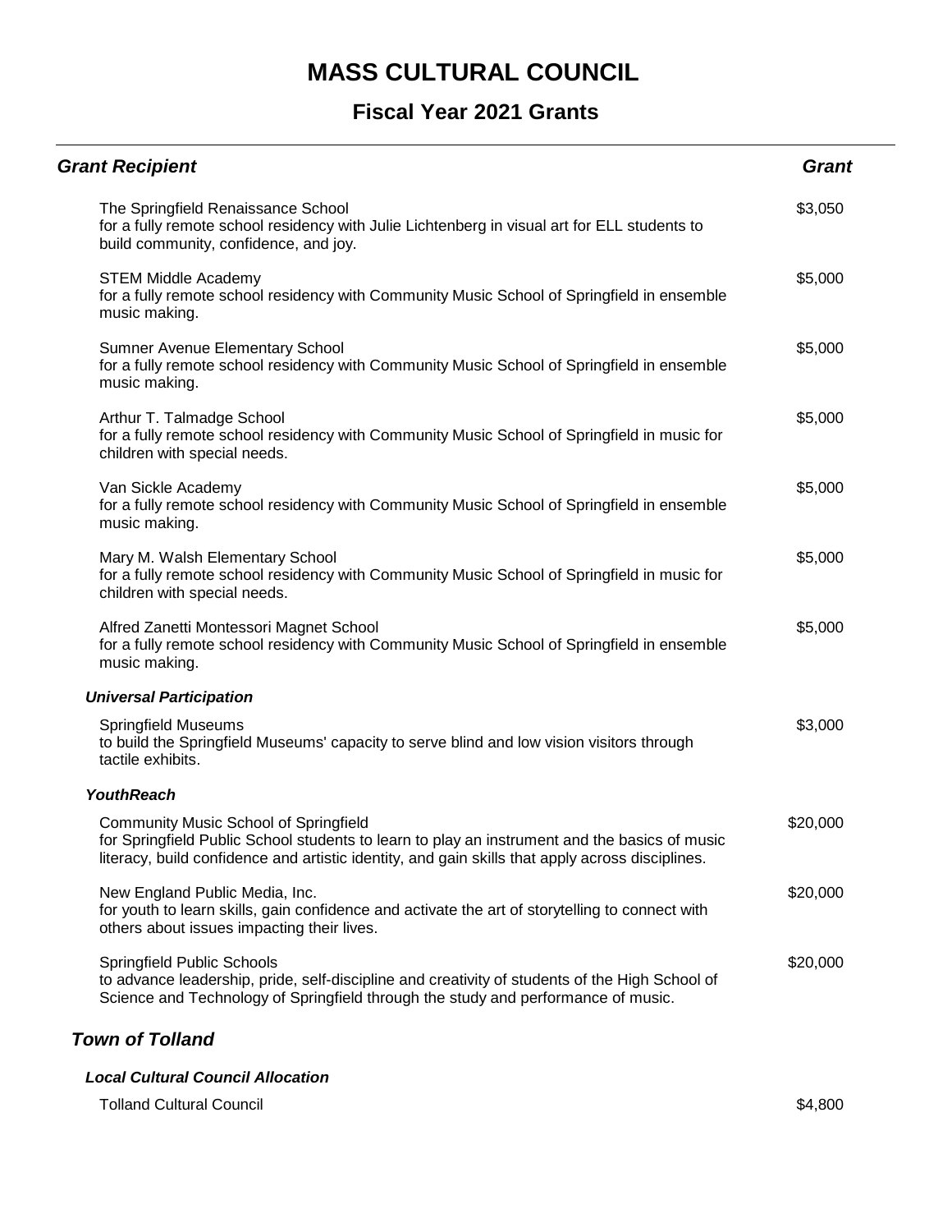# MASS CULTURAL COUNCIL

## Fiscal Year 2021 Grants

| Grant Recipient | Grant |
|---|---|
| The Springfield Renaissance School<br>for a fully remote school residency with Julie Lichtenberg in visual art for ELL students to build community, confidence, and joy. | $3,050 |
| STEM Middle Academy<br>for a fully remote school residency with Community Music School of Springfield in ensemble music making. | $5,000 |
| Sumner Avenue Elementary School<br>for a fully remote school residency with Community Music School of Springfield in ensemble music making. | $5,000 |
| Arthur T. Talmadge School<br>for a fully remote school residency with Community Music School of Springfield in music for children with special needs. | $5,000 |
| Van Sickle Academy<br>for a fully remote school residency with Community Music School of Springfield in ensemble music making. | $5,000 |
| Mary M. Walsh Elementary School<br>for a fully remote school residency with Community Music School of Springfield in music for children with special needs. | $5,000 |
| Alfred Zanetti Montessori Magnet School<br>for a fully remote school residency with Community Music School of Springfield in ensemble music making. | $5,000 |
| ***Universal Participation*** | |
| Springfield Museums<br>to build the Springfield Museums' capacity to serve blind and low vision visitors through tactile exhibits. | $3,000 |
| ***YouthReach*** | |
| Community Music School of Springfield<br>for Springfield Public School students to learn to play an instrument and the basics of music literacy, build confidence and artistic identity, and gain skills that apply across disciplines. | $20,000 |
| New England Public Media, Inc.<br>for youth to learn skills, gain confidence and activate the art of storytelling to connect with others about issues impacting their lives. | $20,000 |
| Springfield Public Schools<br>to advance leadership, pride, self-discipline and creativity of students of the High School of Science and Technology of Springfield through the study and performance of music. | $20,000 |

### *Town of Tolland*

| Grant Recipient | Grant |
|---|---|
| ***Local Cultural Council Allocation*** | |
| Tolland Cultural Council | $4,800 |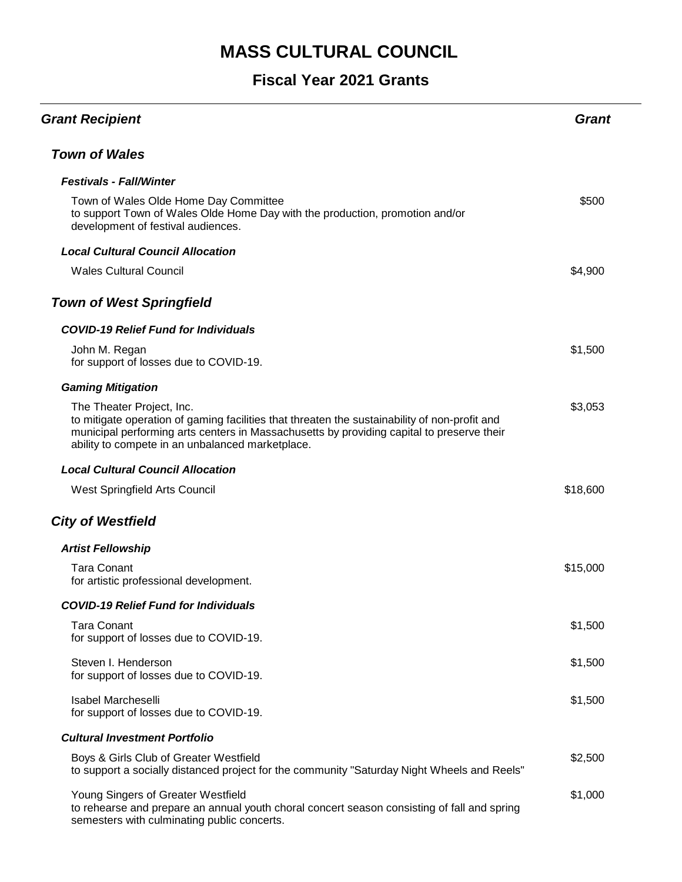# MASS CULTURAL COUNCIL

## Fiscal Year 2021 Grants

| *Grant Recipient* | *Grant* |
|---|---|
| ***Town of Wales*** | |
| ***Festivals - Fall/Winter*** | |
| Town of Wales Olde Home Day Committee<br>to support Town of Wales Olde Home Day with the production, promotion and/or development of festival audiences. | $500 |
| ***Local Cultural Council Allocation*** | |
| Wales Cultural Council | $4,900 |
| ***Town of West Springfield*** | |
| ***COVID-19 Relief Fund for Individuals*** | |
| John M. Regan<br>for support of losses due to COVID-19. | $1,500 |
| ***Gaming Mitigation*** | |
| The Theater Project, Inc.<br>to mitigate operation of gaming facilities that threaten the sustainability of non-profit and municipal performing arts centers in Massachusetts by providing capital to preserve their ability to compete in an unbalanced marketplace. | $3,053 |
| ***Local Cultural Council Allocation*** | |
| West Springfield Arts Council | $18,600 |
| ***City of Westfield*** | |
| ***Artist Fellowship*** | |
| Tara Conant<br>for artistic professional development. | $15,000 |
| ***COVID-19 Relief Fund for Individuals*** | |
| Tara Conant<br>for support of losses due to COVID-19. | $1,500 |
| Steven I. Henderson<br>for support of losses due to COVID-19. | $1,500 |
| Isabel Marcheselli<br>for support of losses due to COVID-19. | $1,500 |
| ***Cultural Investment Portfolio*** | |
| Boys & Girls Club of Greater Westfield<br>to support a socially distanced project for the community "Saturday Night Wheels and Reels" | $2,500 |
| Young Singers of Greater Westfield<br>to rehearse and prepare an annual youth choral concert season consisting of fall and spring semesters with culminating public concerts. | $1,000 |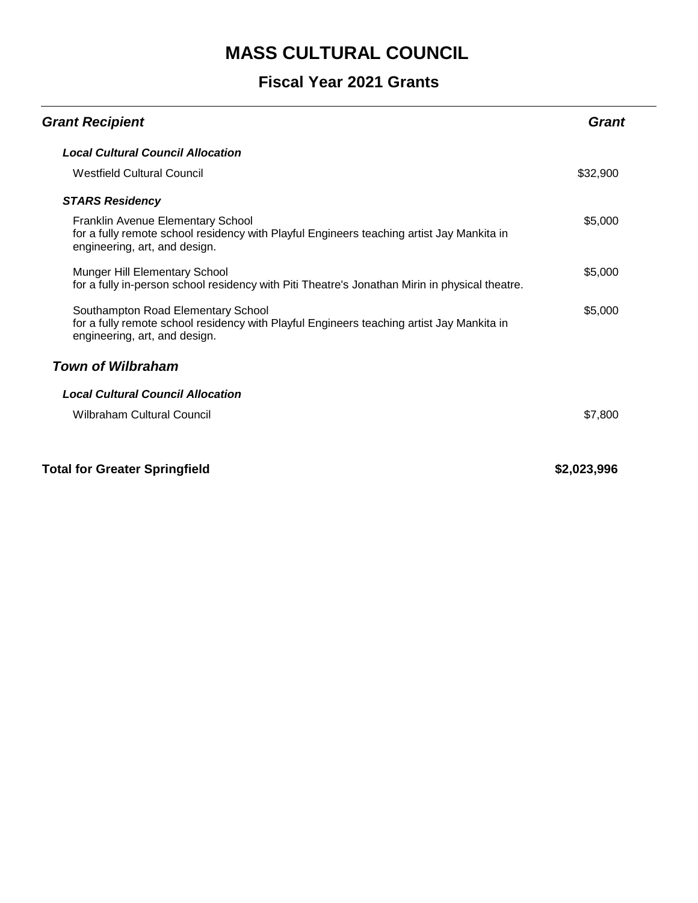# MASS CULTURAL COUNCIL

## Fiscal Year 2021 Grants

| *Grant Recipient* | *Grant* |
|---|---|
| ***Local Cultural Council Allocation*** | |
| Westfield Cultural Council | $32,900 |
| ***STARS Residency*** | |
| Franklin Avenue Elementary School<br>for a fully remote school residency with Playful Engineers teaching artist Jay Mankita in engineering, art, and design. | $5,000 |
| Munger Hill Elementary School<br>for a fully in-person school residency with Piti Theatre's Jonathan Mirin in physical theatre. | $5,000 |
| Southampton Road Elementary School<br>for a fully remote school residency with Playful Engineers teaching artist Jay Mankita in engineering, art, and design. | $5,000 |
| ***Town of Wilbraham*** | |
| ***Local Cultural Council Allocation*** | |
| Wilbraham Cultural Council | $7,800 |
| **Total for Greater Springfield** | **$2,023,996** |